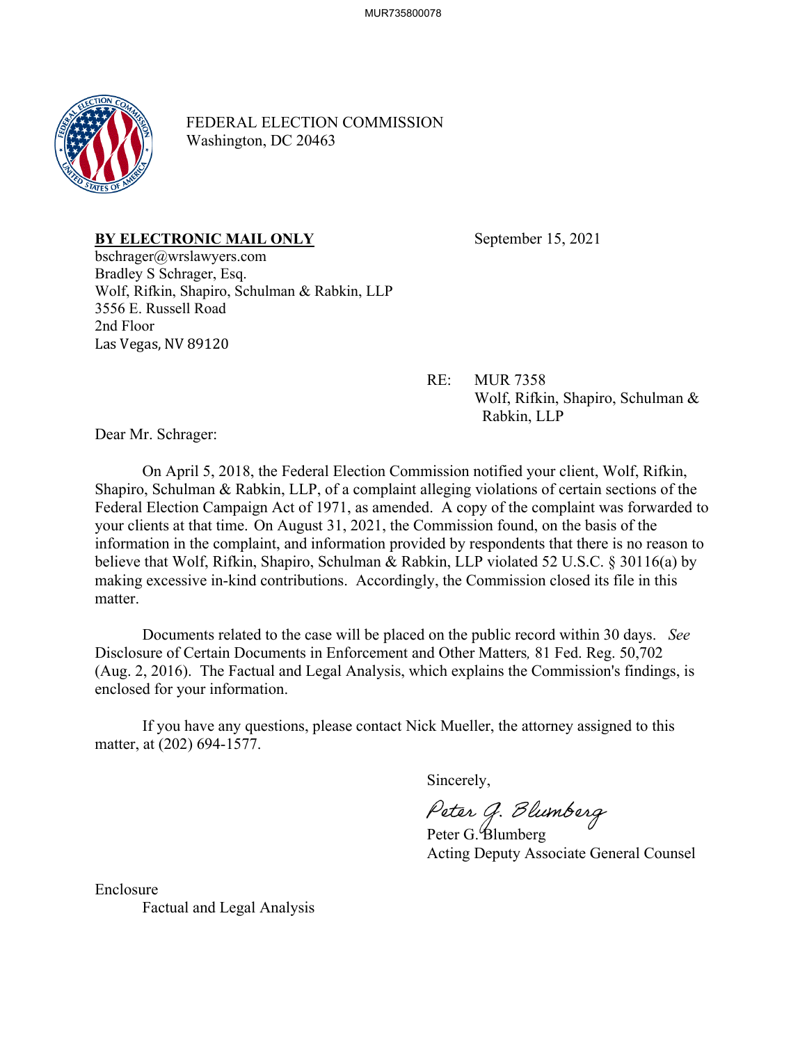FEDERAL ELECTION COMMISSION
Washington, DC 20463

**BY ELECTRONIC MAIL ONLY**

September 15, 2021

bschrager@wrslawyers.com
Bradley S Schrager, Esq.
Wolf, Rifkin, Shapiro, Schulman & Rabkin, LLP
3556 E. Russell Road
2nd Floor
Las Vegas, NV 89120

RE: MUR 7358
Wolf, Rifkin, Shapiro, Schulman & Rabkin, LLP

Dear Mr. Schrager:

On April 5, 2018, the Federal Election Commission notified your client, Wolf, Rifkin, Shapiro, Schulman & Rabkin, LLP, of a complaint alleging violations of certain sections of the Federal Election Campaign Act of 1971, as amended. A copy of the complaint was forwarded to your clients at that time. On August 31, 2021, the Commission found, on the basis of the information in the complaint, and information provided by respondents that there is no reason to believe that Wolf, Rifkin, Shapiro, Schulman & Rabkin, LLP violated 52 U.S.C. § 30116(a) by making excessive in-kind contributions. Accordingly, the Commission closed its file in this matter.

Documents related to the case will be placed on the public record within 30 days. *See* Disclosure of Certain Documents in Enforcement and Other Matters*,* 81 Fed. Reg. 50,702 (Aug. 2, 2016). The Factual and Legal Analysis, which explains the Commission's findings, is enclosed for your information.

If you have any questions, please contact Nick Mueller, the attorney assigned to this matter, at (202) 694-1577.

Sincerely,

Peter G. Blumberg
Acting Deputy Associate General Counsel

Enclosure
Factual and Legal Analysis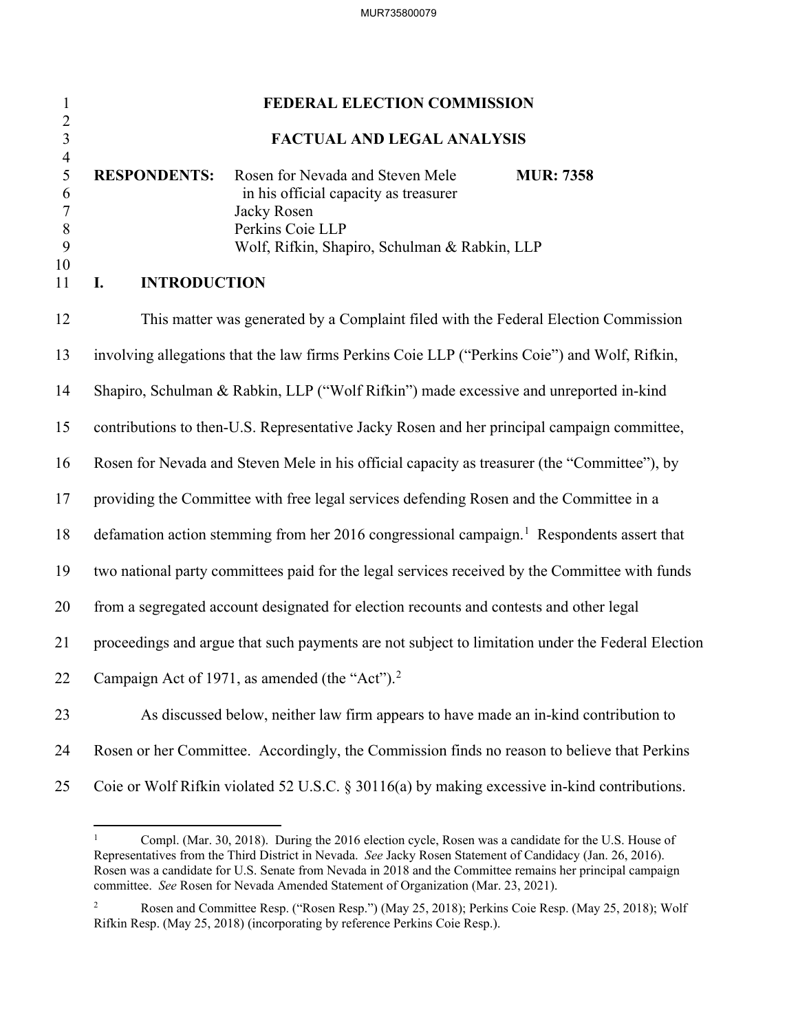# FEDERAL ELECTION COMMISSION

# FACTUAL AND LEGAL ANALYSIS

**RESPONDENTS:** Rosen for Nevada and Steven Mele in his official capacity as treasurer
Jacky Rosen
Perkins Coie LLP
Wolf, Rifkin, Shapiro, Schulman & Rabkin, LLP

**MUR: 7358**

## I. INTRODUCTION

This matter was generated by a Complaint filed with the Federal Election Commission involving allegations that the law firms Perkins Coie LLP ("Perkins Coie") and Wolf, Rifkin, Shapiro, Schulman & Rabkin, LLP ("Wolf Rifkin") made excessive and unreported in-kind contributions to then-U.S. Representative Jacky Rosen and her principal campaign committee, Rosen for Nevada and Steven Mele in his official capacity as treasurer (the "Committee"), by providing the Committee with free legal services defending Rosen and the Committee in a defamation action stemming from her 2016 congressional campaign.[1] Respondents assert that two national party committees paid for the legal services received by the Committee with funds from a segregated account designated for election recounts and contests and other legal proceedings and argue that such payments are not subject to limitation under the Federal Election Campaign Act of 1971, as amended (the "Act").[2]

As discussed below, neither law firm appears to have made an in-kind contribution to Rosen or her Committee. Accordingly, the Commission finds no reason to believe that Perkins Coie or Wolf Rifkin violated 52 U.S.C. § 30116(a) by making excessive in-kind contributions.

---

[1] Compl. (Mar. 30, 2018). During the 2016 election cycle, Rosen was a candidate for the U.S. House of Representatives from the Third District in Nevada. *See* Jacky Rosen Statement of Candidacy (Jan. 26, 2016). Rosen was a candidate for U.S. Senate from Nevada in 2018 and the Committee remains her principal campaign committee. *See* Rosen for Nevada Amended Statement of Organization (Mar. 23, 2021).

[2] Rosen and Committee Resp. ("Rosen Resp.") (May 25, 2018); Perkins Coie Resp. (May 25, 2018); Wolf Rifkin Resp. (May 25, 2018) (incorporating by reference Perkins Coie Resp.).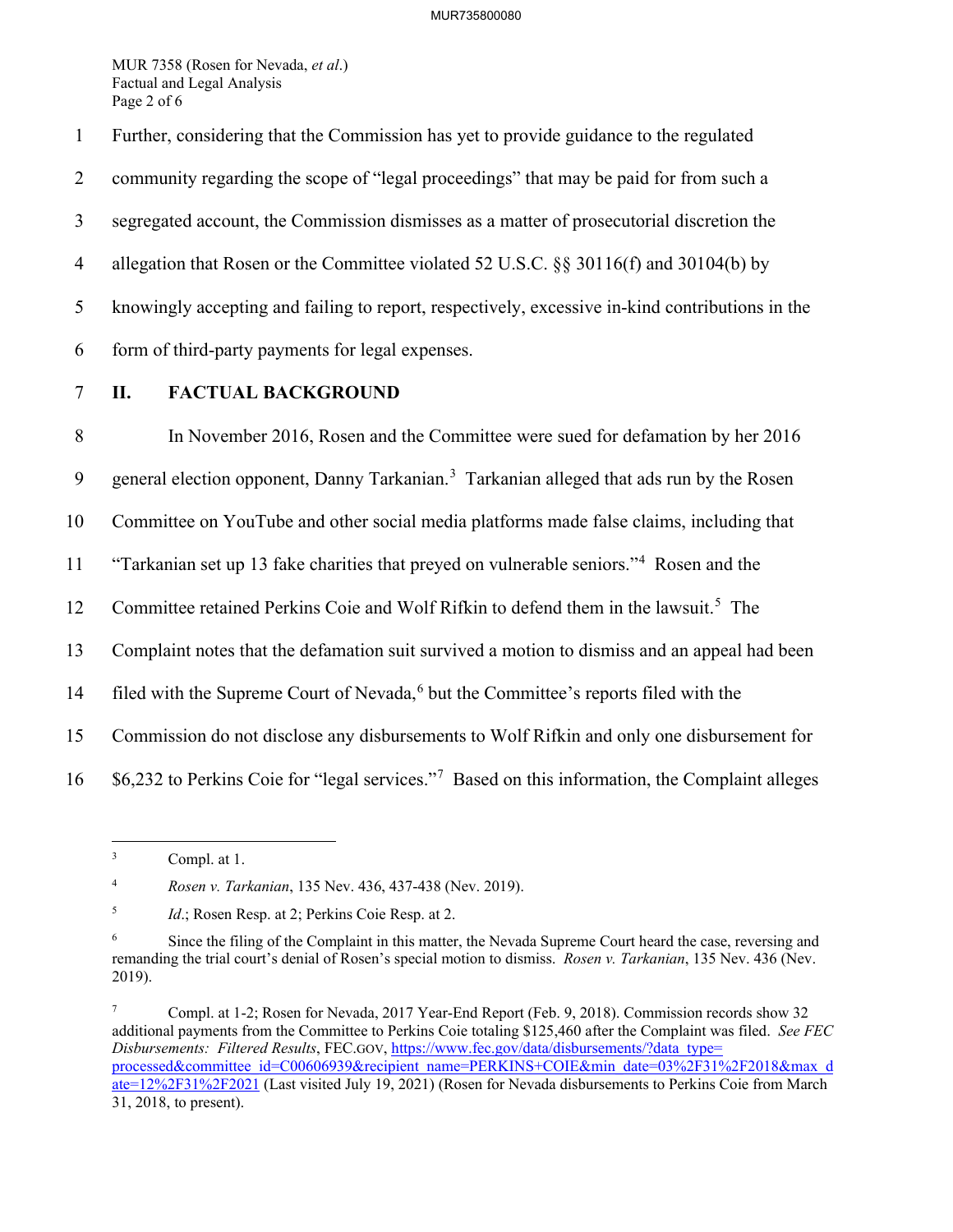Further, considering that the Commission has yet to provide guidance to the regulated community regarding the scope of "legal proceedings" that may be paid for from such a segregated account, the Commission dismisses as a matter of prosecutorial discretion the allegation that Rosen or the Committee violated 52 U.S.C. §§ 30116(f) and 30104(b) by knowingly accepting and failing to report, respectively, excessive in-kind contributions in the form of third-party payments for legal expenses.

## II. FACTUAL BACKGROUND

In November 2016, Rosen and the Committee were sued for defamation by her 2016 general election opponent, Danny Tarkanian.[3] Tarkanian alleged that ads run by the Rosen Committee on YouTube and other social media platforms made false claims, including that "Tarkanian set up 13 fake charities that preyed on vulnerable seniors."[4] Rosen and the Committee retained Perkins Coie and Wolf Rifkin to defend them in the lawsuit.[5] The Complaint notes that the defamation suit survived a motion to dismiss and an appeal had been filed with the Supreme Court of Nevada,[6] but the Committee's reports filed with the Commission do not disclose any disbursements to Wolf Rifkin and only one disbursement for $6,232 to Perkins Coie for "legal services."[7] Based on this information, the Complaint alleges

---

[3] Compl. at 1.

[4] *Rosen v. Tarkanian*, 135 Nev. 436, 437-438 (Nev. 2019).

[5] *Id.*; Rosen Resp. at 2; Perkins Coie Resp. at 2.

[6] Since the filing of the Complaint in this matter, the Nevada Supreme Court heard the case, reversing and remanding the trial court's denial of Rosen's special motion to dismiss. *Rosen v. Tarkanian*, 135 Nev. 436 (Nev. 2019).

[7] Compl. at 1-2; Rosen for Nevada, 2017 Year-End Report (Feb. 9, 2018). Commission records show 32 additional payments from the Committee to Perkins Coie totaling $125,460 after the Complaint was filed. *See FEC Disbursements: Filtered Results*, FEC.GOV, https://www.fec.gov/data/disbursements/?data_type=processed&committee_id=C00606939&recipient_name=PERKINS+COIE&min_date=03%2F31%2F2018&max_date=12%2F31%2F2021 (Last visited July 19, 2021) (Rosen for Nevada disbursements to Perkins Coie from March 31, 2018, to present).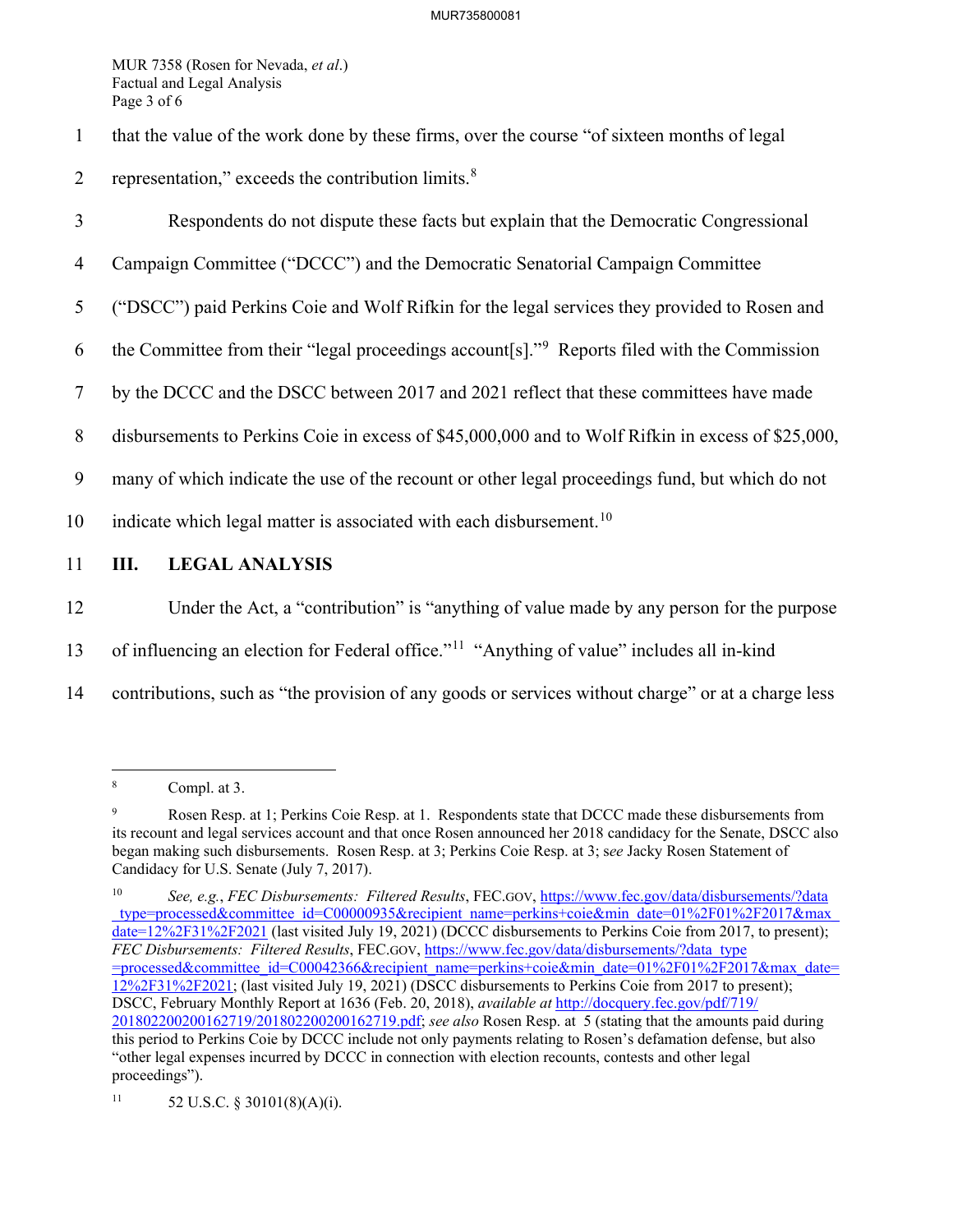that the value of the work done by these firms, over the course "of sixteen months of legal representation," exceeds the contribution limits.[8]

Respondents do not dispute these facts but explain that the Democratic Congressional Campaign Committee ("DCCC") and the Democratic Senatorial Campaign Committee ("DSCC") paid Perkins Coie and Wolf Rifkin for the legal services they provided to Rosen and the Committee from their "legal proceedings account[s]."[9] Reports filed with the Commission by the DCCC and the DSCC between 2017 and 2021 reflect that these committees have made disbursements to Perkins Coie in excess of $45,000,000 and to Wolf Rifkin in excess of $25,000, many of which indicate the use of the recount or other legal proceedings fund, but which do not indicate which legal matter is associated with each disbursement.[10]

## III. LEGAL ANALYSIS

Under the Act, a "contribution" is "anything of value made by any person for the purpose of influencing an election for Federal office."[11] "Anything of value" includes all in-kind contributions, such as "the provision of any goods or services without charge" or at a charge less

---

[8] Compl. at 3.

[9] Rosen Resp. at 1; Perkins Coie Resp. at 1. Respondents state that DCCC made these disbursements from its recount and legal services account and that once Rosen announced her 2018 candidacy for the Senate, DSCC also began making such disbursements. Rosen Resp. at 3; Perkins Coie Resp. at 3; *see* Jacky Rosen Statement of Candidacy for U.S. Senate (July 7, 2017).

[10] *See, e.g.*, *FEC Disbursements: Filtered Results*, FEC.GOV, https://www.fec.gov/data/disbursements/?data_type=processed&committee_id=C00000935&recipient_name=perkins+coie&min_date=01%2F01%2F2017&max_date=12%2F31%2F2021 (last visited July 19, 2021) (DCCC disbursements to Perkins Coie from 2017, to present); *FEC Disbursements: Filtered Results*, FEC.GOV, https://www.fec.gov/data/disbursements/?data_type=processed&committee_id=C00042366&recipient_name=perkins+coie&min_date=01%2F01%2F2017&max_date=12%2F31%2F2021; (last visited July 19, 2021) (DSCC disbursements to Perkins Coie from 2017 to present); DSCC, February Monthly Report at 1636 (Feb. 20, 2018), *available at* http://docquery.fec.gov/pdf/719/201802200200162719/201802200200162719.pdf; *see also* Rosen Resp. at 5 (stating that the amounts paid during this period to Perkins Coie by DCCC include not only payments relating to Rosen's defamation defense, but also "other legal expenses incurred by DCCC in connection with election recounts, contests and other legal proceedings").

[11] 52 U.S.C. § 30101(8)(A)(i).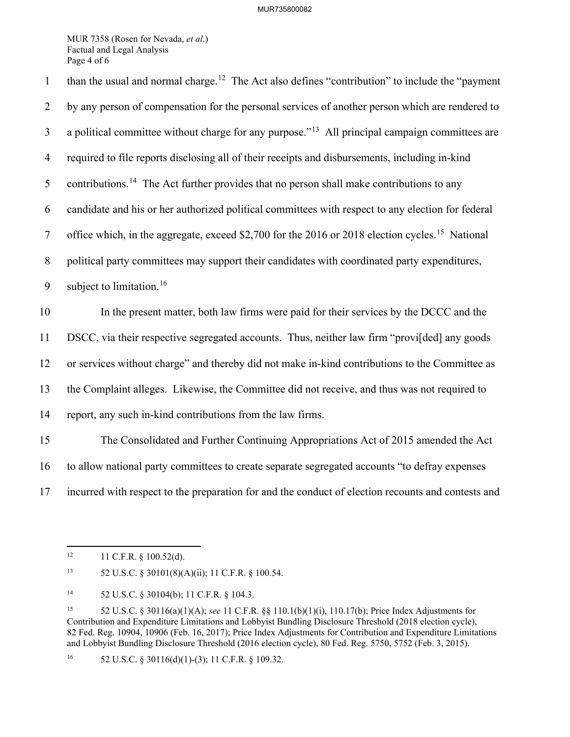than the usual and normal charge.[12] The Act also defines "contribution" to include the "payment by any person of compensation for the personal services of another person which are rendered to a political committee without charge for any purpose."[13] All principal campaign committees are required to file reports disclosing all of their receipts and disbursements, including in-kind contributions.[14] The Act further provides that no person shall make contributions to any candidate and his or her authorized political committees with respect to any election for federal office which, in the aggregate, exceed $2,700 for the 2016 or 2018 election cycles.[15] National political party committees may support their candidates with coordinated party expenditures, subject to limitation.[16]

In the present matter, both law firms were paid for their services by the DCCC and the DSCC, via their respective segregated accounts. Thus, neither law firm "provi[ded] any goods or services without charge" and thereby did not make in-kind contributions to the Committee as the Complaint alleges. Likewise, the Committee did not receive, and thus was not required to report, any such in-kind contributions from the law firms.

The Consolidated and Further Continuing Appropriations Act of 2015 amended the Act to allow national party committees to create separate segregated accounts "to defray expenses incurred with respect to the preparation for and the conduct of election recounts and contests and

---

[12] 11 C.F.R. § 100.52(d).

[13] 52 U.S.C. § 30101(8)(A)(ii); 11 C.F.R. § 100.54.

[14] 52 U.S.C. § 30104(b); 11 C.F.R. § 104.3.

[15] 52 U.S.C. § 30116(a)(1)(A); *see* 11 C.F.R. §§ 110.1(b)(1)(i), 110.17(b); Price Index Adjustments for Contribution and Expenditure Limitations and Lobbyist Bundling Disclosure Threshold (2018 election cycle), 82 Fed. Reg. 10904, 10906 (Feb. 16, 2017); Price Index Adjustments for Contribution and Expenditure Limitations and Lobbyist Bundling Disclosure Threshold (2016 election cycle), 80 Fed. Reg. 5750, 5752 (Feb. 3, 2015).

[16] 52 U.S.C. § 30116(d)(1)-(3); 11 C.F.R. § 109.32.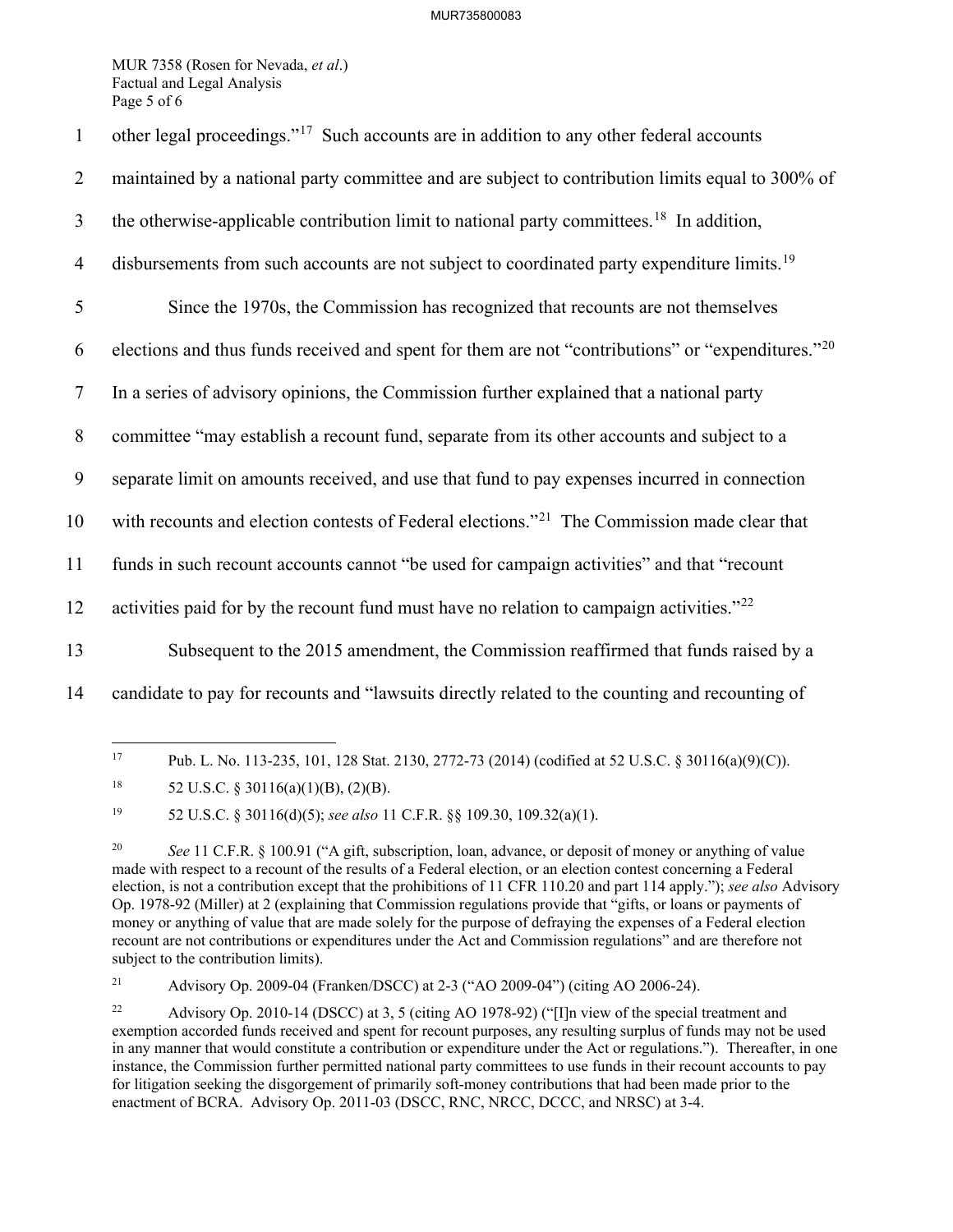other legal proceedings."[17] Such accounts are in addition to any other federal accounts maintained by a national party committee and are subject to contribution limits equal to 300% of the otherwise-applicable contribution limit to national party committees.[18] In addition, disbursements from such accounts are not subject to coordinated party expenditure limits.[19]

Since the 1970s, the Commission has recognized that recounts are not themselves elections and thus funds received and spent for them are not "contributions" or "expenditures."[20] In a series of advisory opinions, the Commission further explained that a national party committee "may establish a recount fund, separate from its other accounts and subject to a separate limit on amounts received, and use that fund to pay expenses incurred in connection with recounts and election contests of Federal elections."[21] The Commission made clear that funds in such recount accounts cannot "be used for campaign activities" and that "recount activities paid for by the recount fund must have no relation to campaign activities."[22]

Subsequent to the 2015 amendment, the Commission reaffirmed that funds raised by a candidate to pay for recounts and "lawsuits directly related to the counting and recounting of

---

[17] Pub. L. No. 113-235, 101, 128 Stat. 2130, 2772-73 (2014) (codified at 52 U.S.C. § 30116(a)(9)(C)).

[18] 52 U.S.C. § 30116(a)(1)(B), (2)(B).

[19] 52 U.S.C. § 30116(d)(5); *see also* 11 C.F.R. §§ 109.30, 109.32(a)(1).

[20] *See* 11 C.F.R. § 100.91 ("A gift, subscription, loan, advance, or deposit of money or anything of value made with respect to a recount of the results of a Federal election, or an election contest concerning a Federal election, is not a contribution except that the prohibitions of 11 CFR 110.20 and part 114 apply."); *see also* Advisory Op. 1978-92 (Miller) at 2 (explaining that Commission regulations provide that "gifts, or loans or payments of money or anything of value that are made solely for the purpose of defraying the expenses of a Federal election recount are not contributions or expenditures under the Act and Commission regulations" and are therefore not subject to the contribution limits).

[21] Advisory Op. 2009-04 (Franken/DSCC) at 2-3 ("AO 2009-04") (citing AO 2006-24).

[22] Advisory Op. 2010-14 (DSCC) at 3, 5 (citing AO 1978-92) ("[I]n view of the special treatment and exemption accorded funds received and spent for recount purposes, any resulting surplus of funds may not be used in any manner that would constitute a contribution or expenditure under the Act or regulations."). Thereafter, in one instance, the Commission further permitted national party committees to use funds in their recount accounts to pay for litigation seeking the disgorgement of primarily soft-money contributions that had been made prior to the enactment of BCRA. Advisory Op. 2011-03 (DSCC, RNC, NRCC, DCCC, and NRSC) at 3-4.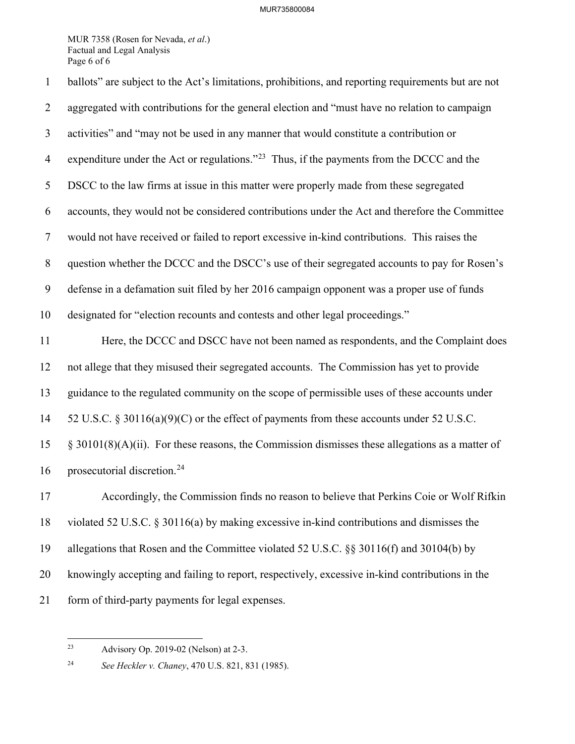ballots" are subject to the Act's limitations, prohibitions, and reporting requirements but are not aggregated with contributions for the general election and "must have no relation to campaign activities" and "may not be used in any manner that would constitute a contribution or expenditure under the Act or regulations."[23] Thus, if the payments from the DCCC and the DSCC to the law firms at issue in this matter were properly made from these segregated accounts, they would not be considered contributions under the Act and therefore the Committee would not have received or failed to report excessive in-kind contributions. This raises the question whether the DCCC and the DSCC's use of their segregated accounts to pay for Rosen's defense in a defamation suit filed by her 2016 campaign opponent was a proper use of funds designated for "election recounts and contests and other legal proceedings."

Here, the DCCC and DSCC have not been named as respondents, and the Complaint does not allege that they misused their segregated accounts. The Commission has yet to provide guidance to the regulated community on the scope of permissible uses of these accounts under 52 U.S.C. § 30116(a)(9)(C) or the effect of payments from these accounts under 52 U.S.C. § 30101(8)(A)(ii). For these reasons, the Commission dismisses these allegations as a matter of prosecutorial discretion.[24]

Accordingly, the Commission finds no reason to believe that Perkins Coie or Wolf Rifkin violated 52 U.S.C. § 30116(a) by making excessive in-kind contributions and dismisses the allegations that Rosen and the Committee violated 52 U.S.C. §§ 30116(f) and 30104(b) by knowingly accepting and failing to report, respectively, excessive in-kind contributions in the form of third-party payments for legal expenses.

---

[23] Advisory Op. 2019-02 (Nelson) at 2-3.

[24] *See Heckler v. Chaney*, 470 U.S. 821, 831 (1985).